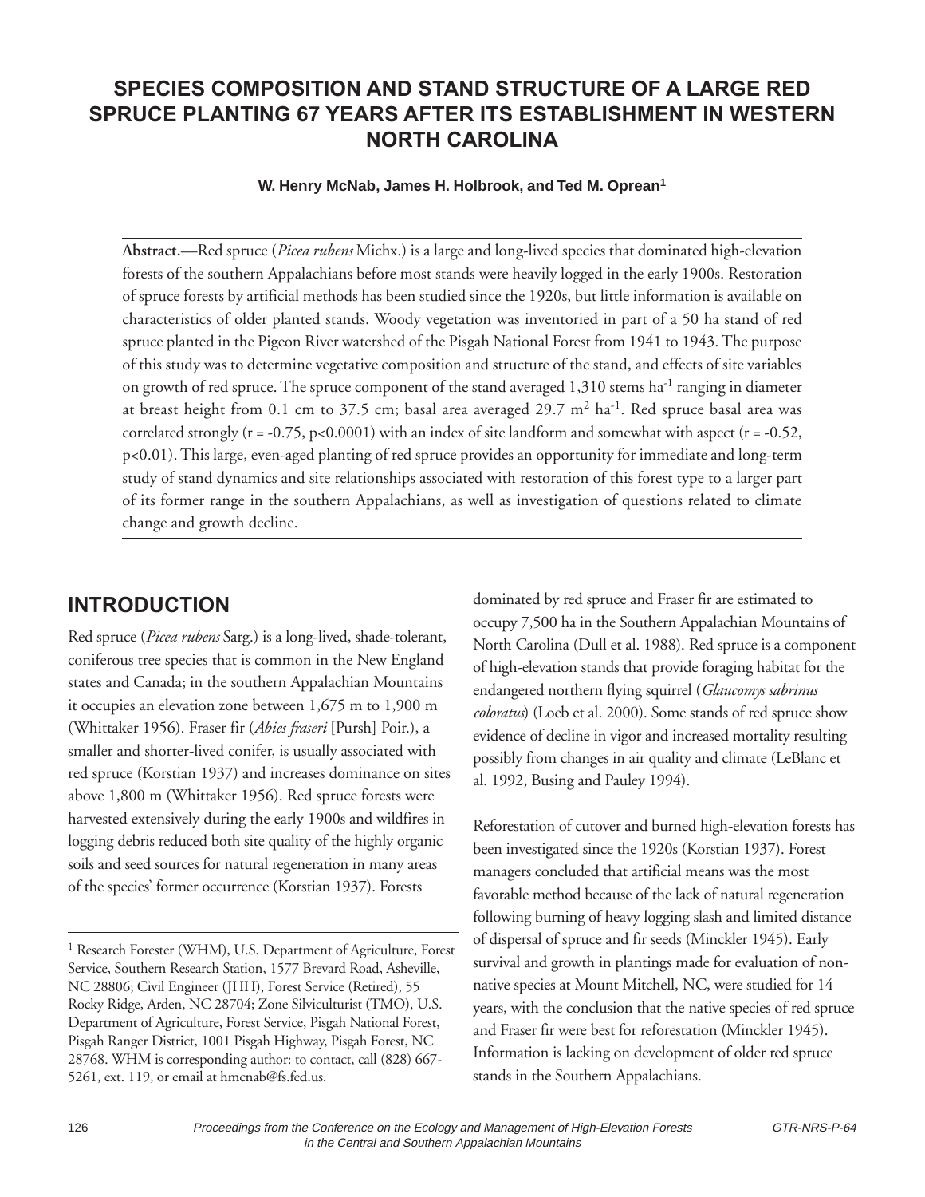# SPECIES COMPOSITION AND STAND STRUCTURE OF A LARGE RED SPRUCE PLANTING 67 YEARS AFTER ITS ESTABLISHMENT IN WESTERN NORTH CAROLINA

**W. Henry McNab, James H. Holbrook, and Ted M. Oprean[1]**

**Abstract.**—Red spruce (*Picea rubens* Michx.) is a large and long-lived species that dominated high-elevation forests of the southern Appalachians before most stands were heavily logged in the early 1900s. Restoration of spruce forests by artificial methods has been studied since the 1920s, but little information is available on characteristics of older planted stands. Woody vegetation was inventoried in part of a 50 ha stand of red spruce planted in the Pigeon River watershed of the Pisgah National Forest from 1941 to 1943. The purpose of this study was to determine vegetative composition and structure of the stand, and effects of site variables on growth of red spruce. The spruce component of the stand averaged 1,310 stems $ha^{-1}$ ranging in diameter at breast height from 0.1 cm to 37.5 cm; basal area averaged 29.7 $m^2$ $ha^{-1}$. Red spruce basal area was correlated strongly ($r = -0.75$, $p<0.0001$) with an index of site landform and somewhat with aspect ($r = -0.52$, $p<0.01$). This large, even-aged planting of red spruce provides an opportunity for immediate and long-term study of stand dynamics and site relationships associated with restoration of this forest type to a larger part of its former range in the southern Appalachians, as well as investigation of questions related to climate change and growth decline.

## INTRODUCTION

Red spruce (*Picea rubens* Sarg.) is a long-lived, shade-tolerant, coniferous tree species that is common in the New England states and Canada; in the southern Appalachian Mountains it occupies an elevation zone between 1,675 m to 1,900 m (Whittaker 1956). Fraser fir (*Abies fraseri* [Pursh] Poir.), a smaller and shorter-lived conifer, is usually associated with red spruce (Korstian 1937) and increases dominance on sites above 1,800 m (Whittaker 1956). Red spruce forests were harvested extensively during the early 1900s and wildfires in logging debris reduced both site quality of the highly organic soils and seed sources for natural regeneration in many areas of the species' former occurrence (Korstian 1937). Forests dominated by red spruce and Fraser fir are estimated to occupy 7,500 ha in the Southern Appalachian Mountains of North Carolina (Dull et al. 1988). Red spruce is a component of high-elevation stands that provide foraging habitat for the endangered northern flying squirrel (*Glaucomys sabrinus coloratus*) (Loeb et al. 2000). Some stands of red spruce show evidence of decline in vigor and increased mortality resulting possibly from changes in air quality and climate (LeBlanc et al. 1992, Busing and Pauley 1994).

Reforestation of cutover and burned high-elevation forests has been investigated since the 1920s (Korstian 1937). Forest managers concluded that artificial means was the most favorable method because of the lack of natural regeneration following burning of heavy logging slash and limited distance of dispersal of spruce and fir seeds (Minckler 1945). Early survival and growth in plantings made for evaluation of non-native species at Mount Mitchell, NC, were studied for 14 years, with the conclusion that the native species of red spruce and Fraser fir were best for reforestation (Minckler 1945). Information is lacking on development of older red spruce stands in the Southern Appalachians.

[1] Research Forester (WHM), U.S. Department of Agriculture, Forest Service, Southern Research Station, 1577 Brevard Road, Asheville, NC 28806; Civil Engineer (JHH), Forest Service (Retired), 55 Rocky Ridge, Arden, NC 28704; Zone Silviculturist (TMO), U.S. Department of Agriculture, Forest Service, Pisgah National Forest, Pisgah Ranger District, 1001 Pisgah Highway, Pisgah Forest, NC 28768. WHM is corresponding author: to contact, call (828) 667-5261, ext. 119, or email at hmcnab@fs.fed.us.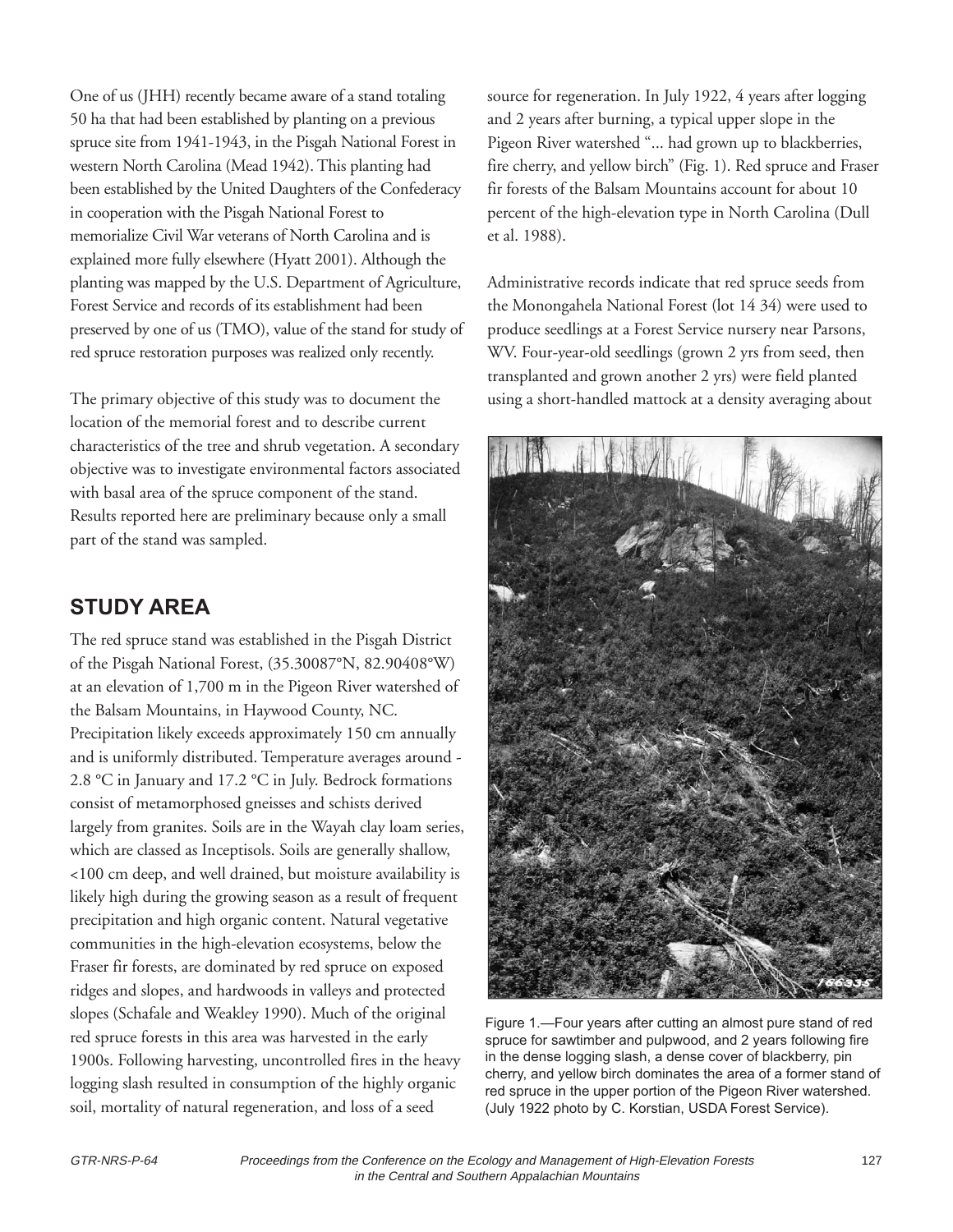One of us (JHH) recently became aware of a stand totaling 50 ha that had been established by planting on a previous spruce site from 1941-1943, in the Pisgah National Forest in western North Carolina (Mead 1942). This planting had been established by the United Daughters of the Confederacy in cooperation with the Pisgah National Forest to memorialize Civil War veterans of North Carolina and is explained more fully elsewhere (Hyatt 2001). Although the planting was mapped by the U.S. Department of Agriculture, Forest Service and records of its establishment had been preserved by one of us (TMO), value of the stand for study of red spruce restoration purposes was realized only recently.

The primary objective of this study was to document the location of the memorial forest and to describe current characteristics of the tree and shrub vegetation. A secondary objective was to investigate environmental factors associated with basal area of the spruce component of the stand. Results reported here are preliminary because only a small part of the stand was sampled.

## STUDY AREA

The red spruce stand was established in the Pisgah District of the Pisgah National Forest, (35.30087°N, 82.90408°W) at an elevation of 1,700 m in the Pigeon River watershed of the Balsam Mountains, in Haywood County, NC. Precipitation likely exceeds approximately 150 cm annually and is uniformly distributed. Temperature averages around -2.8 °C in January and 17.2 °C in July. Bedrock formations consist of metamorphosed gneisses and schists derived largely from granites. Soils are in the Wayah clay loam series, which are classed as Inceptisols. Soils are generally shallow, <100 cm deep, and well drained, but moisture availability is likely high during the growing season as a result of frequent precipitation and high organic content. Natural vegetative communities in the high-elevation ecosystems, below the Fraser fir forests, are dominated by red spruce on exposed ridges and slopes, and hardwoods in valleys and protected slopes (Schafale and Weakley 1990). Much of the original red spruce forests in this area was harvested in the early 1900s. Following harvesting, uncontrolled fires in the heavy logging slash resulted in consumption of the highly organic soil, mortality of natural regeneration, and loss of a seed source for regeneration. In July 1922, 4 years after logging and 2 years after burning, a typical upper slope in the Pigeon River watershed "... had grown up to blackberries, fire cherry, and yellow birch" (Fig. 1). Red spruce and Fraser fir forests of the Balsam Mountains account for about 10 percent of the high-elevation type in North Carolina (Dull et al. 1988).

Administrative records indicate that red spruce seeds from the Monongahela National Forest (lot 14 34) were used to produce seedlings at a Forest Service nursery near Parsons, WV. Four-year-old seedlings (grown 2 yrs from seed, then transplanted and grown another 2 yrs) were field planted using a short-handled mattock at a density averaging about

Figure 1.—Four years after cutting an almost pure stand of red spruce for sawtimber and pulpwood, and 2 years following fire in the dense logging slash, a dense cover of blackberry, pin cherry, and yellow birch dominates the area of a former stand of red spruce in the upper portion of the Pigeon River watershed. (July 1922 photo by C. Korstian, USDA Forest Service).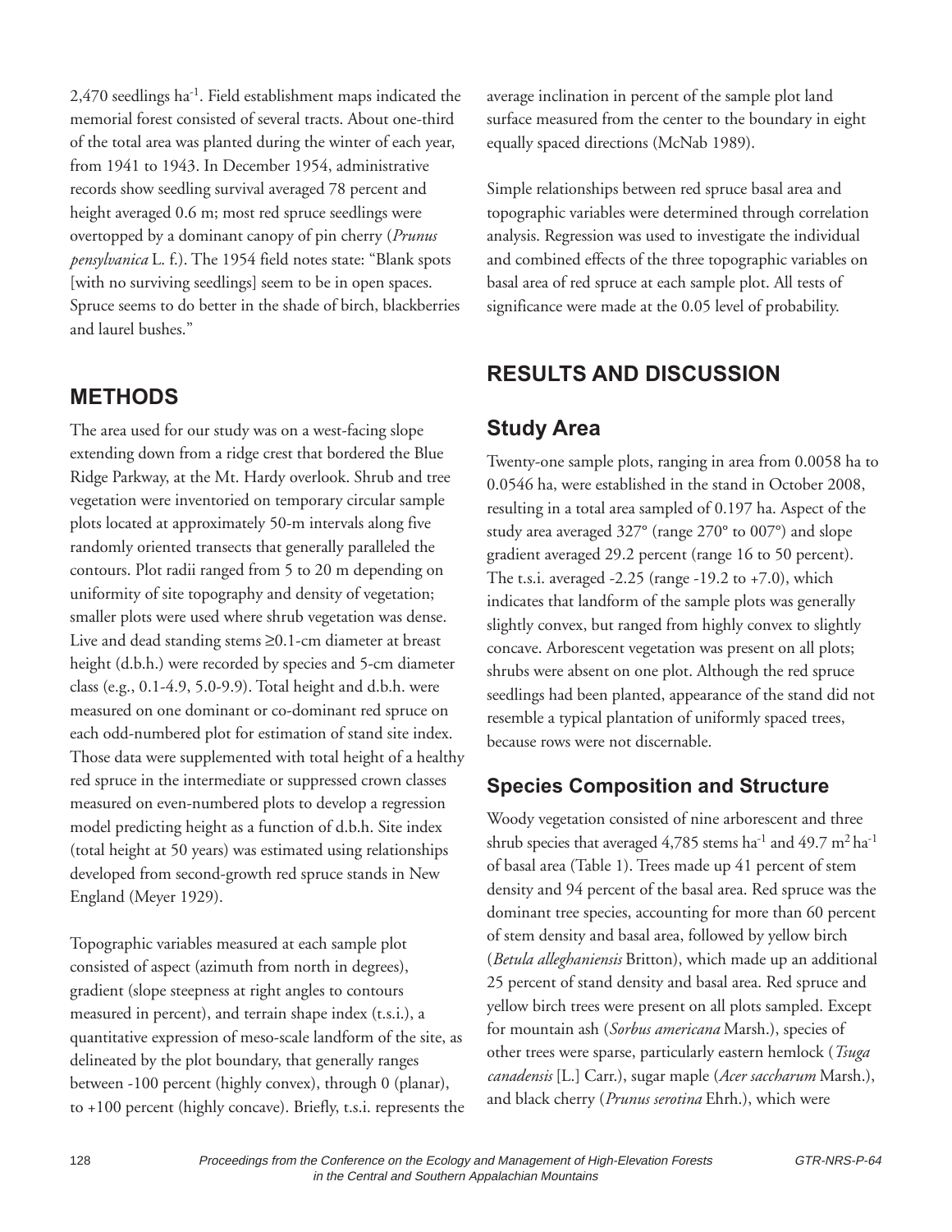2,470 seedlings $ha^{-1}$. Field establishment maps indicated the memorial forest consisted of several tracts. About one-third of the total area was planted during the winter of each year, from 1941 to 1943. In December 1954, administrative records show seedling survival averaged 78 percent and height averaged 0.6 m; most red spruce seedlings were overtopped by a dominant canopy of pin cherry (*Prunus pensylvanica* L. f.). The 1954 field notes state: "Blank spots [with no surviving seedlings] seem to be in open spaces. Spruce seems to do better in the shade of birch, blackberries and laurel bushes."

## METHODS

The area used for our study was on a west-facing slope extending down from a ridge crest that bordered the Blue Ridge Parkway, at the Mt. Hardy overlook. Shrub and tree vegetation were inventoried on temporary circular sample plots located at approximately 50-m intervals along five randomly oriented transects that generally paralleled the contours. Plot radii ranged from 5 to 20 m depending on uniformity of site topography and density of vegetation; smaller plots were used where shrub vegetation was dense. Live and dead standing stems ≥0.1-cm diameter at breast height (d.b.h.) were recorded by species and 5-cm diameter class (e.g., 0.1-4.9, 5.0-9.9). Total height and d.b.h. were measured on one dominant or co-dominant red spruce on each odd-numbered plot for estimation of stand site index. Those data were supplemented with total height of a healthy red spruce in the intermediate or suppressed crown classes measured on even-numbered plots to develop a regression model predicting height as a function of d.b.h. Site index (total height at 50 years) was estimated using relationships developed from second-growth red spruce stands in New England (Meyer 1929).

Topographic variables measured at each sample plot consisted of aspect (azimuth from north in degrees), gradient (slope steepness at right angles to contours measured in percent), and terrain shape index (t.s.i.), a quantitative expression of meso-scale landform of the site, as delineated by the plot boundary, that generally ranges between -100 percent (highly convex), through 0 (planar), to +100 percent (highly concave). Briefly, t.s.i. represents the average inclination in percent of the sample plot land surface measured from the center to the boundary in eight equally spaced directions (McNab 1989).

Simple relationships between red spruce basal area and topographic variables were determined through correlation analysis. Regression was used to investigate the individual and combined effects of the three topographic variables on basal area of red spruce at each sample plot. All tests of significance were made at the 0.05 level of probability.

## RESULTS AND DISCUSSION

### Study Area

Twenty-one sample plots, ranging in area from 0.0058 ha to 0.0546 ha, were established in the stand in October 2008, resulting in a total area sampled of 0.197 ha. Aspect of the study area averaged 327° (range 270° to 007°) and slope gradient averaged 29.2 percent (range 16 to 50 percent). The t.s.i. averaged -2.25 (range -19.2 to +7.0), which indicates that landform of the sample plots was generally slightly convex, but ranged from highly convex to slightly concave. Arborescent vegetation was present on all plots; shrubs were absent on one plot. Although the red spruce seedlings had been planted, appearance of the stand did not resemble a typical plantation of uniformly spaced trees, because rows were not discernable.

### Species Composition and Structure

Woody vegetation consisted of nine arborescent and three shrub species that averaged 4,785 stems $ha^{-1}$ and 49.7 $m^2 ha^{-1}$ of basal area (Table 1). Trees made up 41 percent of stem density and 94 percent of the basal area. Red spruce was the dominant tree species, accounting for more than 60 percent of stem density and basal area, followed by yellow birch (*Betula alleghaniensis* Britton), which made up an additional 25 percent of stand density and basal area. Red spruce and yellow birch trees were present on all plots sampled. Except for mountain ash (*Sorbus americana* Marsh.), species of other trees were sparse, particularly eastern hemlock (*Tsuga canadensis* [L.] Carr.), sugar maple (*Acer saccharum* Marsh.), and black cherry (*Prunus serotina* Ehrh.), which were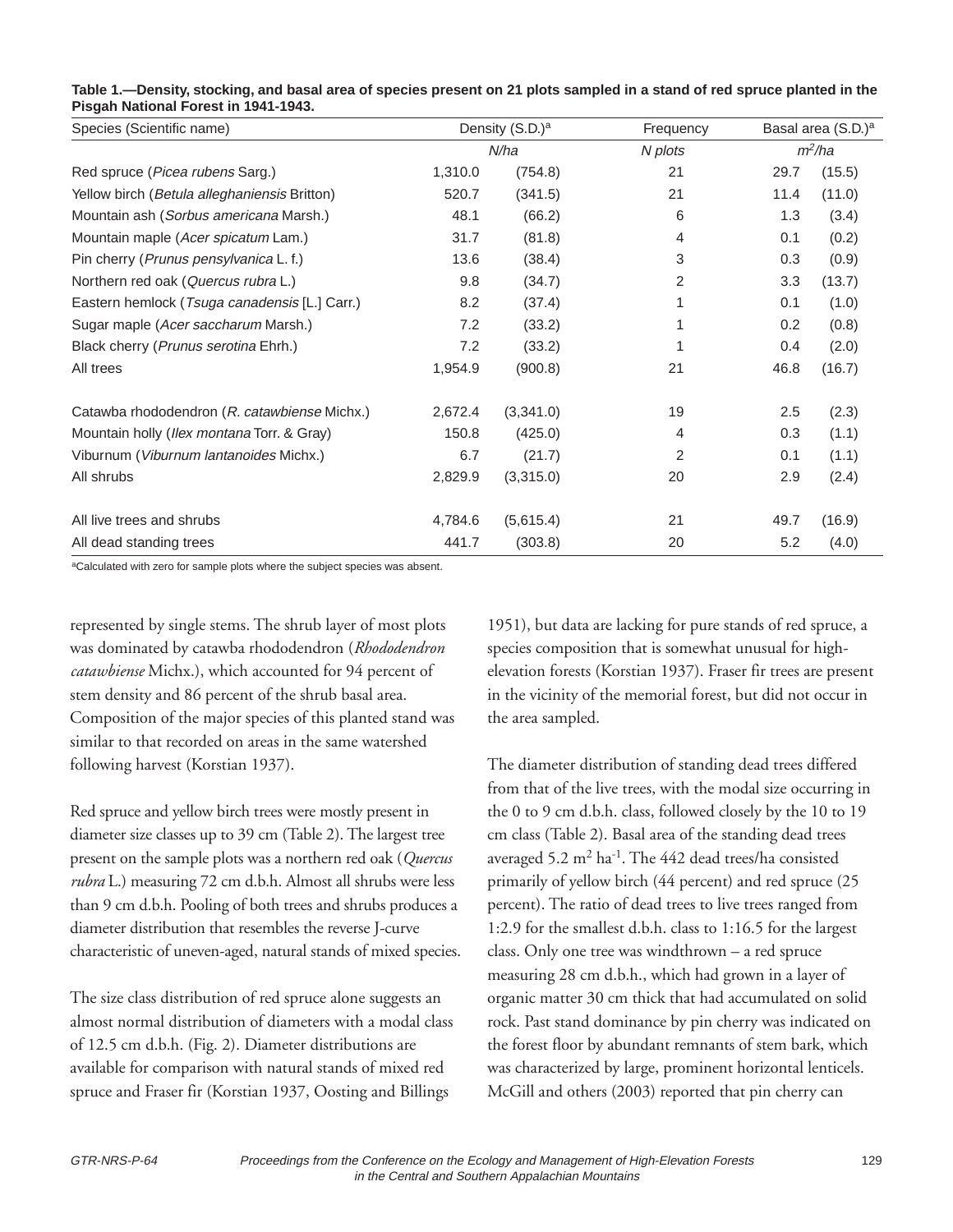**Table 1.—Density, stocking, and basal area of species present on 21 plots sampled in a stand of red spruce planted in the Pisgah National Forest in 1941-1943.**

| Species (Scientific name) | Density (S.D.)[a] | | Frequency | Basal area (S.D.)[a] | |
|---|---|---|---|---|---|
| | *N/ha* | | *N plots* | *$m^2$/ha* | |
| Red spruce (*Picea rubens* Sarg.) | 1,310.0 | (754.8) | 21 | 29.7 | (15.5) |
| Yellow birch (*Betula alleghaniensis* Britton) | 520.7 | (341.5) | 21 | 11.4 | (11.0) |
| Mountain ash (*Sorbus americana* Marsh.) | 48.1 | (66.2) | 6 | 1.3 | (3.4) |
| Mountain maple (*Acer spicatum* Lam.) | 31.7 | (81.8) | 4 | 0.1 | (0.2) |
| Pin cherry (*Prunus pensylvanica* L. f.) | 13.6 | (38.4) | 3 | 0.3 | (0.9) |
| Northern red oak (*Quercus rubra* L.) | 9.8 | (34.7) | 2 | 3.3 | (13.7) |
| Eastern hemlock (*Tsuga canadensis* [L.] Carr.) | 8.2 | (37.4) | 1 | 0.1 | (1.0) |
| Sugar maple (*Acer saccharum* Marsh.) | 7.2 | (33.2) | 1 | 0.2 | (0.8) |
| Black cherry (*Prunus serotina* Ehrh.) | 7.2 | (33.2) | 1 | 0.4 | (2.0) |
| All trees | 1,954.9 | (900.8) | 21 | 46.8 | (16.7) |
| | | | | | |
| Catawba rhododendron (*R. catawbiense* Michx.) | 2,672.4 | (3,341.0) | 19 | 2.5 | (2.3) |
| Mountain holly (*Ilex montana* Torr. & Gray) | 150.8 | (425.0) | 4 | 0.3 | (1.1) |
| Viburnum (*Viburnum lantanoides* Michx.) | 6.7 | (21.7) | 2 | 0.1 | (1.1) |
| All shrubs | 2,829.9 | (3,315.0) | 20 | 2.9 | (2.4) |
| | | | | | |
| All live trees and shrubs | 4,784.6 | (5,615.4) | 21 | 49.7 | (16.9) |
| All dead standing trees | 441.7 | (303.8) | 20 | 5.2 | (4.0) |

[a]Calculated with zero for sample plots where the subject species was absent.

represented by single stems. The shrub layer of most plots was dominated by catawba rhododendron (*Rhododendron catawbiense* Michx.), which accounted for 94 percent of stem density and 86 percent of the shrub basal area. Composition of the major species of this planted stand was similar to that recorded on areas in the same watershed following harvest (Korstian 1937).

Red spruce and yellow birch trees were mostly present in diameter size classes up to 39 cm (Table 2). The largest tree present on the sample plots was a northern red oak (*Quercus rubra* L.) measuring 72 cm d.b.h. Almost all shrubs were less than 9 cm d.b.h. Pooling of both trees and shrubs produces a diameter distribution that resembles the reverse J-curve characteristic of uneven-aged, natural stands of mixed species.

The size class distribution of red spruce alone suggests an almost normal distribution of diameters with a modal class of 12.5 cm d.b.h. (Fig. 2). Diameter distributions are available for comparison with natural stands of mixed red spruce and Fraser fir (Korstian 1937, Oosting and Billings 1951), but data are lacking for pure stands of red spruce, a species composition that is somewhat unusual for high-elevation forests (Korstian 1937). Fraser fir trees are present in the vicinity of the memorial forest, but did not occur in the area sampled.

The diameter distribution of standing dead trees differed from that of the live trees, with the modal size occurring in the 0 to 9 cm d.b.h. class, followed closely by the 10 to 19 cm class (Table 2). Basal area of the standing dead trees averaged 5.2 $m^2$ $ha^{-1}$. The 442 dead trees/ha consisted primarily of yellow birch (44 percent) and red spruce (25 percent). The ratio of dead trees to live trees ranged from 1:2.9 for the smallest d.b.h. class to 1:16.5 for the largest class. Only one tree was windthrown – a red spruce measuring 28 cm d.b.h., which had grown in a layer of organic matter 30 cm thick that had accumulated on solid rock. Past stand dominance by pin cherry was indicated on the forest floor by abundant remnants of stem bark, which was characterized by large, prominent horizontal lenticels. McGill and others (2003) reported that pin cherry can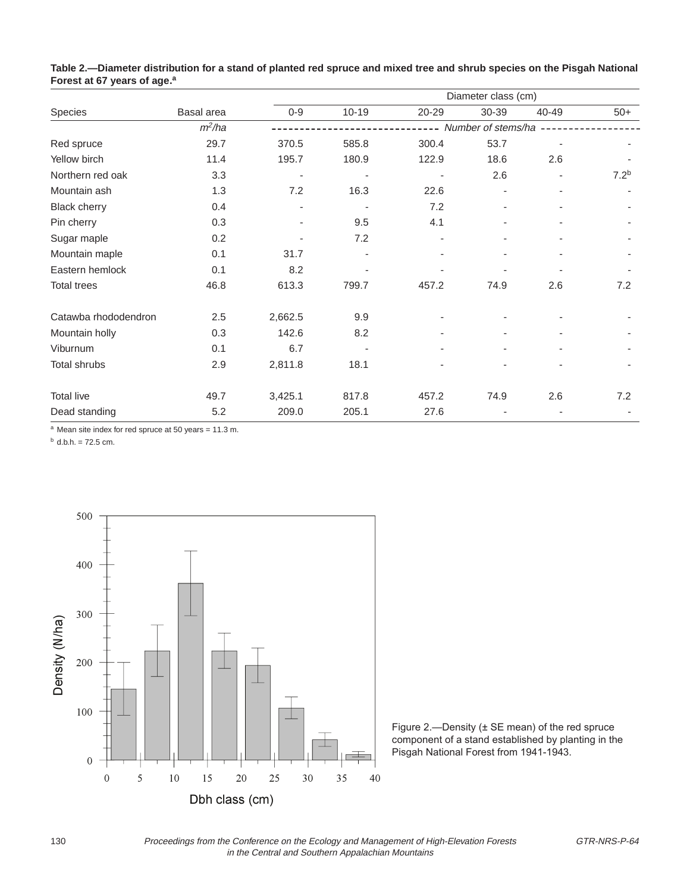**Table 2.—Diameter distribution for a stand of planted red spruce and mixed tree and shrub species on the Pisgah National Forest at 67 years of age.[a]**

| Species | Basal area | Diameter class (cm) | | | | | |
|---|---|---|---|---|---|---|---|
| | | 0-9 | 10-19 | 20-29 | 30-39 | 40-49 | 50+ |
| | *m²/ha* | *Number of stems/ha* | | | | | |
| Red spruce | 29.7 | 370.5 | 585.8 | 300.4 | 53.7 | - | - |
| Yellow birch | 11.4 | 195.7 | 180.9 | 122.9 | 18.6 | 2.6 | - |
| Northern red oak | 3.3 | - | - | - | 2.6 | - | 7.2[b] |
| Mountain ash | 1.3 | 7.2 | 16.3 | 22.6 | - | - | - |
| Black cherry | 0.4 | - | - | 7.2 | - | - | - |
| Pin cherry | 0.3 | - | 9.5 | 4.1 | - | - | - |
| Sugar maple | 0.2 | - | 7.2 | - | - | - | - |
| Mountain maple | 0.1 | 31.7 | - | - | - | - | - |
| Eastern hemlock | 0.1 | 8.2 | - | - | - | - | - |
| Total trees | 46.8 | 613.3 | 799.7 | 457.2 | 74.9 | 2.6 | 7.2 |
| | | | | | | | |
| Catawba rhododendron | 2.5 | 2,662.5 | 9.9 | - | - | - | - |
| Mountain holly | 0.3 | 142.6 | 8.2 | - | - | - | - |
| Viburnum | 0.1 | 6.7 | - | - | - | - | - |
| Total shrubs | 2.9 | 2,811.8 | 18.1 | - | - | - | - |
| | | | | | | | |
| Total live | 49.7 | 3,425.1 | 817.8 | 457.2 | 74.9 | 2.6 | 7.2 |
| Dead standing | 5.2 | 209.0 | 205.1 | 27.6 | - | - | - |

[a] Mean site index for red spruce at 50 years = 11.3 m.

[b] d.b.h. = 72.5 cm.

Figure 2.—Density (± SE mean) of the red spruce component of a stand established by planting in the Pisgah National Forest from 1941-1943.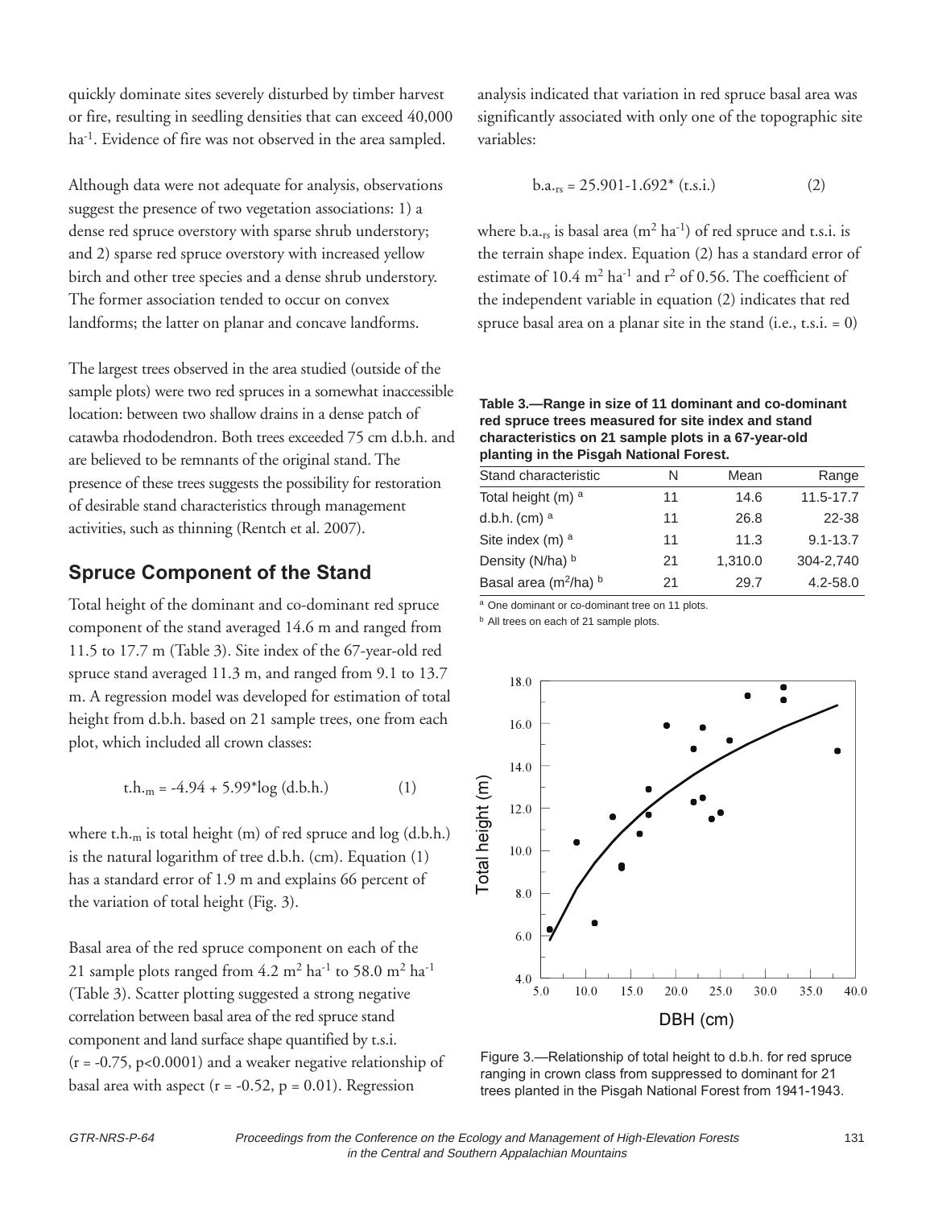quickly dominate sites severely disturbed by timber harvest or fire, resulting in seedling densities that can exceed 40,000 $ha^{-1}$. Evidence of fire was not observed in the area sampled.

Although data were not adequate for analysis, observations suggest the presence of two vegetation associations: 1) a dense red spruce overstory with sparse shrub understory; and 2) sparse red spruce overstory with increased yellow birch and other tree species and a dense shrub understory. The former association tended to occur on convex landforms; the latter on planar and concave landforms.

The largest trees observed in the area studied (outside of the sample plots) were two red spruces in a somewhat inaccessible location: between two shallow drains in a dense patch of catawba rhododendron. Both trees exceeded 75 cm d.b.h. and are believed to be remnants of the original stand. The presence of these trees suggests the possibility for restoration of desirable stand characteristics through management activities, such as thinning (Rentch et al. 2007).

## Spruce Component of the Stand

Total height of the dominant and co-dominant red spruce component of the stand averaged 14.6 m and ranged from 11.5 to 17.7 m (Table 3). Site index of the 67-year-old red spruce stand averaged 11.3 m, and ranged from 9.1 to 13.7 m. A regression model was developed for estimation of total height from d.b.h. based on 21 sample trees, one from each plot, which included all crown classes:

$$t.h._m = -4.94 + 5.99 * \log(d.b.h.) \qquad (1)$$

where $t.h._m$ is total height (m) of red spruce and log (d.b.h.) is the natural logarithm of tree d.b.h. (cm). Equation (1) has a standard error of 1.9 m and explains 66 percent of the variation of total height (Fig. 3).

Basal area of the red spruce component on each of the 21 sample plots ranged from 4.2 $m^2\ ha^{-1}$ to 58.0 $m^2\ ha^{-1}$ (Table 3). Scatter plotting suggested a strong negative correlation between basal area of the red spruce stand component and land surface shape quantified by t.s.i. ($r = -0.75$, $p<0.0001$) and a weaker negative relationship of basal area with aspect ($r = -0.52$, $p = 0.01$). Regression analysis indicated that variation in red spruce basal area was significantly associated with only one of the topographic site variables:

$$b.a._{rs} = 25.901 - 1.692 * (t.s.i.) \qquad (2)$$

where $b.a._{rs}$ is basal area ($m^2\ ha^{-1}$) of red spruce and t.s.i. is the terrain shape index. Equation (2) has a standard error of estimate of 10.4 $m^2\ ha^{-1}$ and $r^2$ of 0.56. The coefficient of the independent variable in equation (2) indicates that red spruce basal area on a planar site in the stand (i.e., t.s.i. = 0)

**Table 3.—Range in size of 11 dominant and co-dominant red spruce trees measured for site index and stand characteristics on 21 sample plots in a 67-year-old planting in the Pisgah National Forest.**

| Stand characteristic | N | Mean | Range |
|---|---|---|---|
| Total height (m) [a] | 11 | 14.6 | 11.5-17.7 |
| d.b.h. (cm) [a] | 11 | 26.8 | 22-38 |
| Site index (m) [a] | 11 | 11.3 | 9.1-13.7 |
| Density (N/ha) [b] | 21 | 1,310.0 | 304-2,740 |
| Basal area ($m^2$/ha) [b] | 21 | 29.7 | 4.2-58.0 |

[a] One dominant or co-dominant tree on 11 plots.
[b] All trees on each of 21 sample plots.

Figure 3.—Relationship of total height to d.b.h. for red spruce ranging in crown class from suppressed to dominant for 21 trees planted in the Pisgah National Forest from 1941-1943.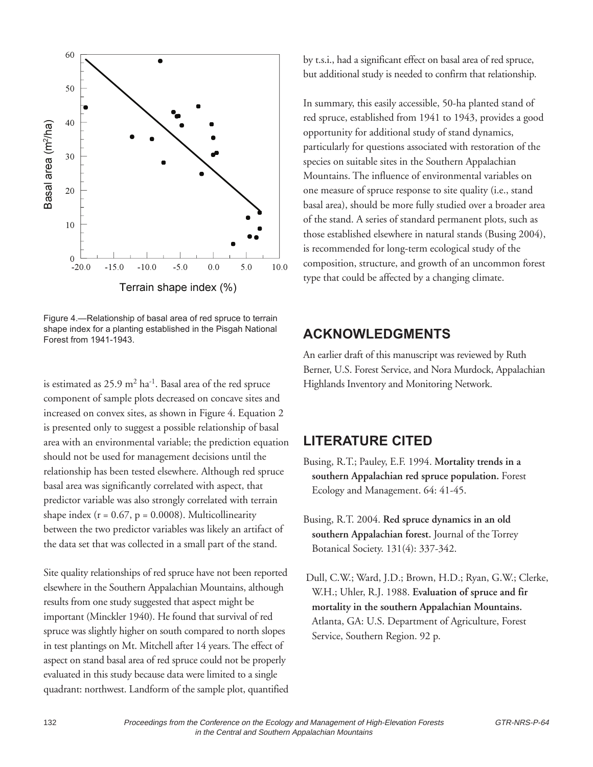Figure 4.—Relationship of basal area of red spruce to terrain shape index for a planting established in the Pisgah National Forest from 1941-1943.

is estimated as 25.9 $m^2$ $ha^{-1}$. Basal area of the red spruce component of sample plots decreased on concave sites and increased on convex sites, as shown in Figure 4. Equation 2 is presented only to suggest a possible relationship of basal area with an environmental variable; the prediction equation should not be used for management decisions until the relationship has been tested elsewhere. Although red spruce basal area was significantly correlated with aspect, that predictor variable was also strongly correlated with terrain shape index ($r = 0.67$, $p = 0.0008$). Multicollinearity between the two predictor variables was likely an artifact of the data set that was collected in a small part of the stand.

Site quality relationships of red spruce have not been reported elsewhere in the Southern Appalachian Mountains, although results from one study suggested that aspect might be important (Minckler 1940). He found that survival of red spruce was slightly higher on south compared to north slopes in test plantings on Mt. Mitchell after 14 years. The effect of aspect on stand basal area of red spruce could not be properly evaluated in this study because data were limited to a single quadrant: northwest. Landform of the sample plot, quantified by t.s.i., had a significant effect on basal area of red spruce, but additional study is needed to confirm that relationship.

In summary, this easily accessible, 50-ha planted stand of red spruce, established from 1941 to 1943, provides a good opportunity for additional study of stand dynamics, particularly for questions associated with restoration of the species on suitable sites in the Southern Appalachian Mountains. The influence of environmental variables on one measure of spruce response to site quality (i.e., stand basal area), should be more fully studied over a broader area of the stand. A series of standard permanent plots, such as those established elsewhere in natural stands (Busing 2004), is recommended for long-term ecological study of the composition, structure, and growth of an uncommon forest type that could be affected by a changing climate.

## ACKNOWLEDGMENTS

An earlier draft of this manuscript was reviewed by Ruth Berner, U.S. Forest Service, and Nora Murdock, Appalachian Highlands Inventory and Monitoring Network.

## LITERATURE CITED

Busing, R.T.; Pauley, E.F. 1994. **Mortality trends in a southern Appalachian red spruce population.** Forest Ecology and Management. 64: 41-45.

Busing, R.T. 2004. **Red spruce dynamics in an old southern Appalachian forest.** Journal of the Torrey Botanical Society. 131(4): 337-342.

Dull, C.W.; Ward, J.D.; Brown, H.D.; Ryan, G.W.; Clerke, W.H.; Uhler, R.J. 1988. **Evaluation of spruce and fir mortality in the southern Appalachian Mountains.** Atlanta, GA: U.S. Department of Agriculture, Forest Service, Southern Region. 92 p.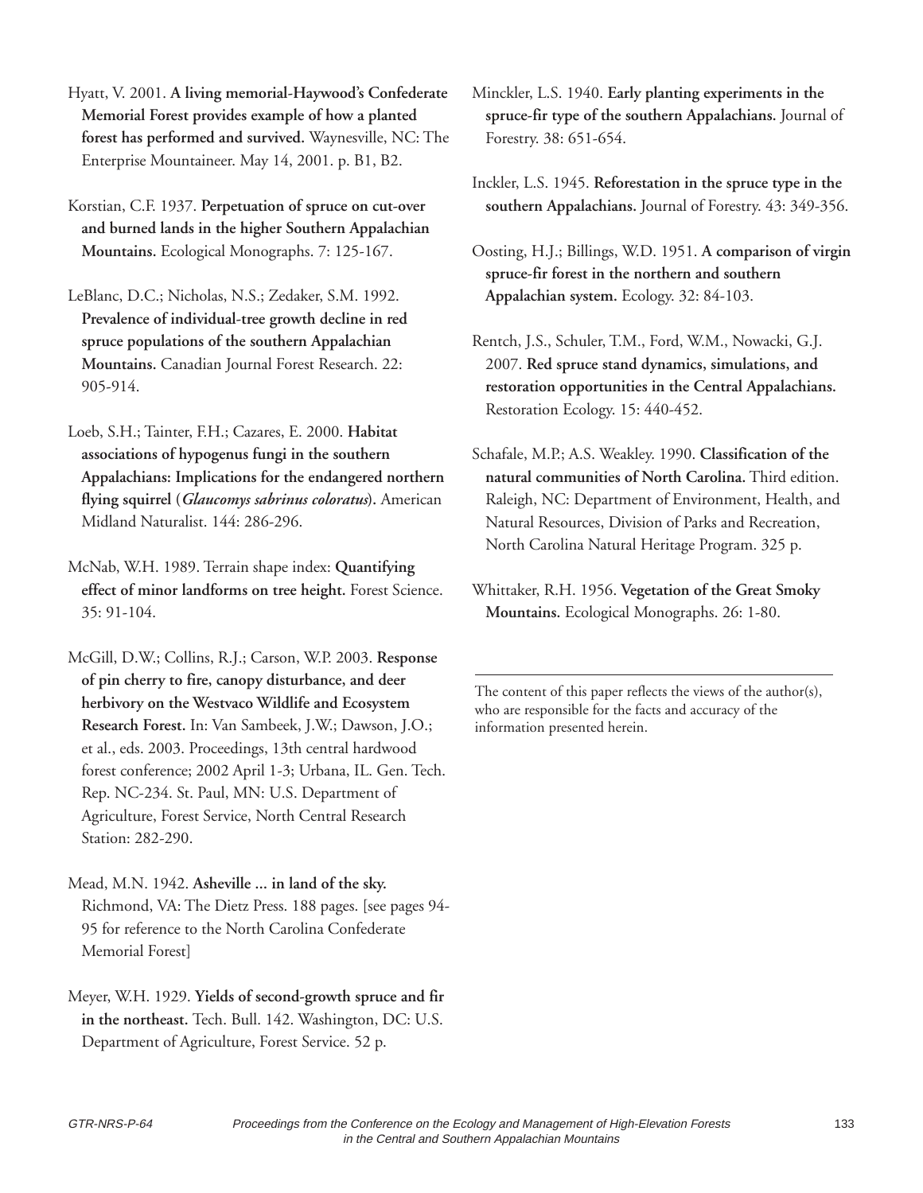Hyatt, V. 2001. **A living memorial-Haywood's Confederate Memorial Forest provides example of how a planted forest has performed and survived.** Waynesville, NC: The Enterprise Mountaineer. May 14, 2001. p. B1, B2.

Korstian, C.F. 1937. **Perpetuation of spruce on cut-over and burned lands in the higher Southern Appalachian Mountains.** Ecological Monographs. 7: 125-167.

LeBlanc, D.C.; Nicholas, N.S.; Zedaker, S.M. 1992. **Prevalence of individual-tree growth decline in red spruce populations of the southern Appalachian Mountains.** Canadian Journal Forest Research. 22: 905-914.

Loeb, S.H.; Tainter, F.H.; Cazares, E. 2000. **Habitat associations of hypogenus fungi in the southern Appalachians: Implications for the endangered northern flying squirrel (*Glaucomys sabrinus coloratus*).** American Midland Naturalist. 144: 286-296.

McNab, W.H. 1989. Terrain shape index: **Quantifying effect of minor landforms on tree height.** Forest Science. 35: 91-104.

McGill, D.W.; Collins, R.J.; Carson, W.P. 2003. **Response of pin cherry to fire, canopy disturbance, and deer herbivory on the Westvaco Wildlife and Ecosystem Research Forest.** In: Van Sambeek, J.W.; Dawson, J.O.; et al., eds. 2003. Proceedings, 13th central hardwood forest conference; 2002 April 1-3; Urbana, IL. Gen. Tech. Rep. NC-234. St. Paul, MN: U.S. Department of Agriculture, Forest Service, North Central Research Station: 282-290.

Mead, M.N. 1942. **Asheville ... in land of the sky.** Richmond, VA: The Dietz Press. 188 pages. [see pages 94-95 for reference to the North Carolina Confederate Memorial Forest]

Meyer, W.H. 1929. **Yields of second-growth spruce and fir in the northeast.** Tech. Bull. 142. Washington, DC: U.S. Department of Agriculture, Forest Service. 52 p.

Minckler, L.S. 1940. **Early planting experiments in the spruce-fir type of the southern Appalachians.** Journal of Forestry. 38: 651-654.

Inckler, L.S. 1945. **Reforestation in the spruce type in the southern Appalachians.** Journal of Forestry. 43: 349-356.

Oosting, H.J.; Billings, W.D. 1951. **A comparison of virgin spruce-fir forest in the northern and southern Appalachian system.** Ecology. 32: 84-103.

Rentch, J.S., Schuler, T.M., Ford, W.M., Nowacki, G.J. 2007. **Red spruce stand dynamics, simulations, and restoration opportunities in the Central Appalachians.** Restoration Ecology. 15: 440-452.

Schafale, M.P.; A.S. Weakley. 1990. **Classification of the natural communities of North Carolina.** Third edition. Raleigh, NC: Department of Environment, Health, and Natural Resources, Division of Parks and Recreation, North Carolina Natural Heritage Program. 325 p.

Whittaker, R.H. 1956. **Vegetation of the Great Smoky Mountains.** Ecological Monographs. 26: 1-80.

---

The content of this paper reflects the views of the author(s), who are responsible for the facts and accuracy of the information presented herein.